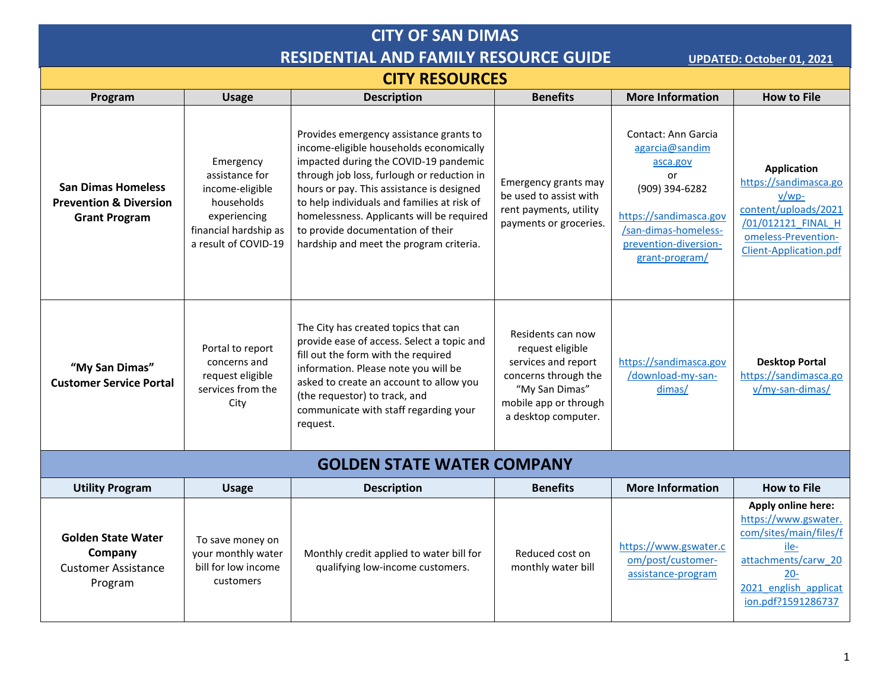# CITY OF SAN DIMAS

## RESIDENTIAL AND FAMILY RESOURCE GUIDE

**UPDATED: October 01, 2021**

## CITY RESOURCES

| Program | Usage | Description | Benefits | More Information | How to File |
|---|---|---|---|---|---|
| **San Dimas Homeless Prevention & Diversion Grant Program** | Emergency assistance for income-eligible households experiencing financial hardship as a result of COVID-19 | Provides emergency assistance grants to income-eligible households economically impacted during the COVID-19 pandemic through job loss, furlough or reduction in hours or pay. This assistance is designed to help individuals and families at risk of homelessness. Applicants will be required to provide documentation of their hardship and meet the program criteria. | Emergency grants may be used to assist with rent payments, utility payments or groceries. | Contact: Ann Garcia agarcia@sandimasca.gov or (909) 394-6282 https://sandimasca.gov/san-dimas-homeless-prevention-diversion-grant-program/ | **Application** https://sandimasca.gov/wp-content/uploads/2021/01/012121_FINAL_Homeless-Prevention-Client-Application.pdf |
| **"My San Dimas" Customer Service Portal** | Portal to report concerns and request eligible services from the City | The City has created topics that can provide ease of access. Select a topic and fill out the form with the required information. Please note you will be asked to create an account to allow you (the requestor) to track, and communicate with staff regarding your request. | Residents can now request eligible services and report concerns through the "My San Dimas" mobile app or through a desktop computer. | https://sandimasca.gov/download-my-san-dimas/ | **Desktop Portal** https://sandimasca.gov/my-san-dimas/ |

## GOLDEN STATE WATER COMPANY

| Utility Program | Usage | Description | Benefits | More Information | How to File |
|---|---|---|---|---|---|
| **Golden State Water Company** Customer Assistance Program | To save money on your monthly water bill for low income customers | Monthly credit applied to water bill for qualifying low-income customers. | Reduced cost on monthly water bill | https://www.gswater.com/post/customer-assistance-program | **Apply online here:** https://www.gswater.com/sites/main/files/file-attachments/carw_2020-2021_english_application.pdf?1591286737 |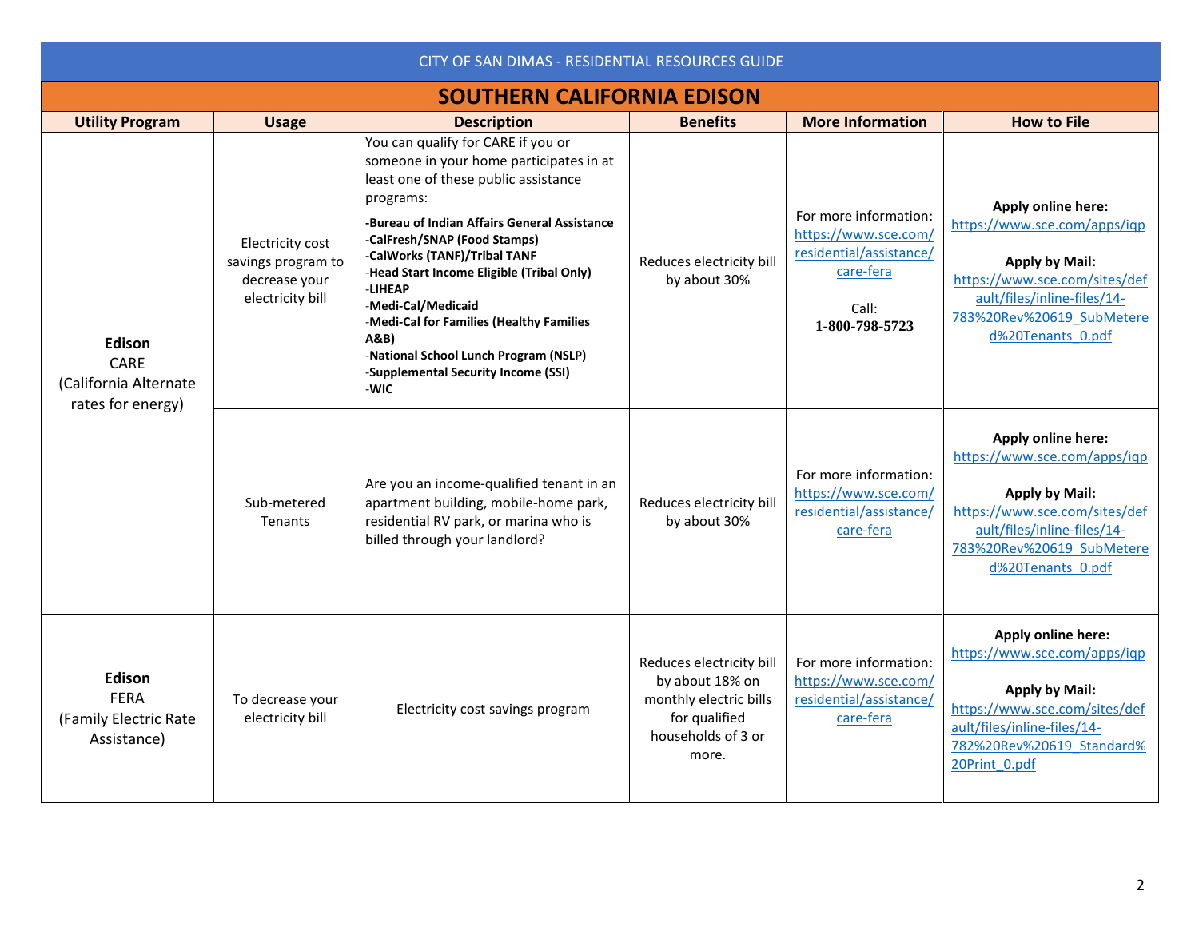CITY OF SAN DIMAS - RESIDENTIAL RESOURCES GUIDE

## SOUTHERN CALIFORNIA EDISON

| Utility Program | Usage | Description | Benefits | More Information | How to File |
|---|---|---|---|---|---|
| **Edison** CARE (California Alternate rates for energy) | Electricity cost savings program to decrease your electricity bill | You can qualify for CARE if you or someone in your home participates in at least one of these public assistance programs:<br>-**Bureau of Indian Affairs General Assistance**<br>-**CalFresh/SNAP (Food Stamps)**<br>-**CalWorks (TANF)/Tribal TANF**<br>-**Head Start Income Eligible (Tribal Only)**<br>-**LIHEAP**<br>-**Medi-Cal/Medicaid**<br>-**Medi-Cal for Families (Healthy Families A&B)**<br>-**National School Lunch Program (NSLP)**<br>-**Supplemental Security Income (SSI)**<br>-**WIC** | Reduces electricity bill by about 30% | For more information: https://www.sce.com/residential/assistance/care-fera<br><br>Call: **1-800-798-5723** | **Apply online here:** https://www.sce.com/apps/iqp<br><br>**Apply by Mail:** https://www.sce.com/sites/default/files/inline-files/14-783%20Rev%20619_SubMetered%20Tenants_0.pdf |
| | Sub-metered Tenants | Are you an income-qualified tenant in an apartment building, mobile-home park, residential RV park, or marina who is billed through your landlord? | Reduces electricity bill by about 30% | For more information: https://www.sce.com/residential/assistance/care-fera | **Apply online here:** https://www.sce.com/apps/iqp<br><br>**Apply by Mail:** https://www.sce.com/sites/default/files/inline-files/14-783%20Rev%20619_SubMetered%20Tenants_0.pdf |
| **Edison** FERA (Family Electric Rate Assistance) | To decrease your electricity bill | Electricity cost savings program | Reduces electricity bill by about 18% on monthly electric bills for qualified households of 3 or more. | For more information: https://www.sce.com/residential/assistance/care-fera | **Apply online here:** https://www.sce.com/apps/iqp<br><br>**Apply by Mail:** https://www.sce.com/sites/default/files/inline-files/14-782%20Rev%20619_Standard%20Print_0.pdf |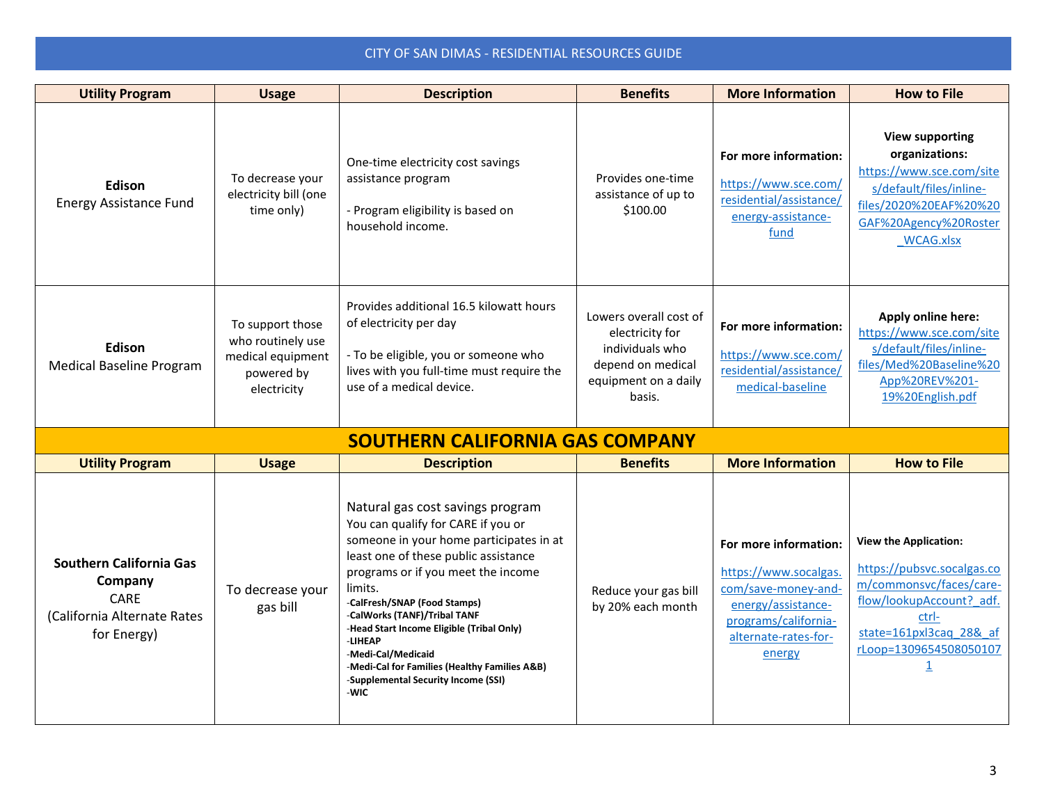# CITY OF SAN DIMAS - RESIDENTIAL RESOURCES GUIDE

| Utility Program | Usage | Description | Benefits | More Information | How to File |
|---|---|---|---|---|---|
| **Edison** Energy Assistance Fund | To decrease your electricity bill (one time only) | One-time electricity cost savings assistance program<br><br>- Program eligibility is based on household income. | Provides one-time assistance of up to $100.00 | **For more information:** https://www.sce.com/residential/assistance/energy-assistance-fund | **View supporting organizations:** https://www.sce.com/sites/default/files/inline-files/2020%20EAF%20%20GAF%20Agency%20Roster_WCAG.xlsx |
| **Edison** Medical Baseline Program | To support those who routinely use medical equipment powered by electricity | Provides additional 16.5 kilowatt hours of electricity per day<br><br>- To be eligible, you or someone who lives with you full-time must require the use of a medical device. | Lowers overall cost of electricity for individuals who depend on medical equipment on a daily basis. | **For more information:** https://www.sce.com/residential/assistance/medical-baseline | **Apply online here:** https://www.sce.com/sites/default/files/inline-files/Med%20Baseline%20App%20REV%201-19%20English.pdf |

## SOUTHERN CALIFORNIA GAS COMPANY

| Utility Program | Usage | Description | Benefits | More Information | How to File |
|---|---|---|---|---|---|
| **Southern California Gas Company** CARE (California Alternate Rates for Energy) | To decrease your gas bill | Natural gas cost savings program<br>You can qualify for CARE if you or someone in your home participates in at least one of these public assistance programs or if you meet the income limits.<br>**-CalFresh/SNAP (Food Stamps)**<br>**-CalWorks (TANF)/Tribal TANF**<br>**-Head Start Income Eligible (Tribal Only)**<br>**-LIHEAP**<br>**-Medi-Cal/Medicaid**<br>**-Medi-Cal for Families (Healthy Families A&B)**<br>**-Supplemental Security Income (SSI)**<br>**-WIC** | Reduce your gas bill by 20% each month | **For more information:** https://www.socalgas.com/save-money-and-energy/assistance-programs/california-alternate-rates-for-energy | **View the Application:** https://pubsvc.socalgas.com/commonsvc/faces/care-flow/lookupAccount?_adf.ctrl-state=161pxl3caq_28&_afrLoop=13096545080501071 |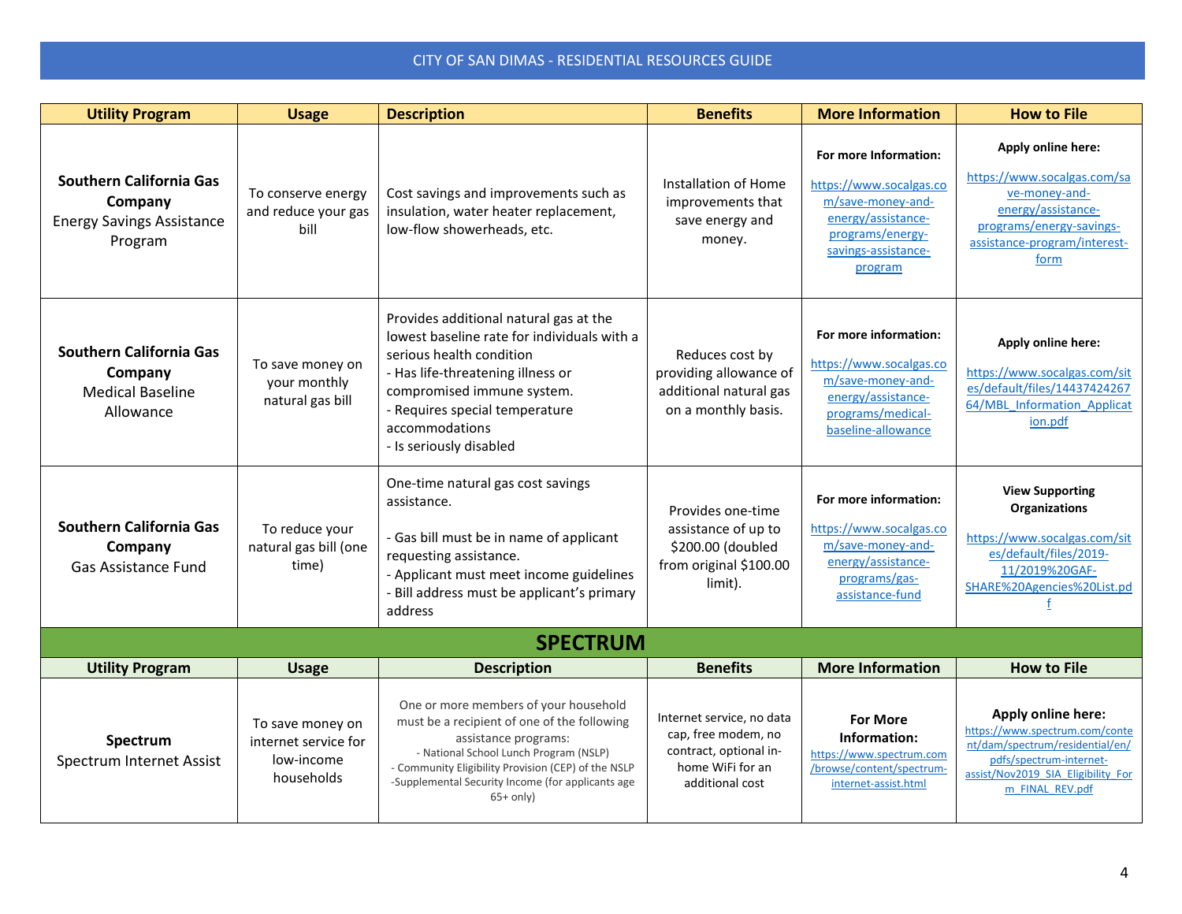| Utility Program | Usage | Description | Benefits | More Information | How to File |
|---|---|---|---|---|---|
| **Southern California Gas Company** Energy Savings Assistance Program | To conserve energy and reduce your gas bill | Cost savings and improvements such as insulation, water heater replacement, low-flow showerheads, etc. | Installation of Home improvements that save energy and money. | **For more Information:** https://www.socalgas.com/save-money-and-energy/assistance-programs/energy-savings-assistance-program | **Apply online here:** https://www.socalgas.com/save-money-and-energy/assistance-programs/energy-savings-assistance-program/interest-form |
| **Southern California Gas Company** Medical Baseline Allowance | To save money on your monthly natural gas bill | Provides additional natural gas at the lowest baseline rate for individuals with a serious health condition<br>- Has life-threatening illness or compromised immune system.<br>- Requires special temperature accommodations<br>- Is seriously disabled | Reduces cost by providing allowance of additional natural gas on a monthly basis. | **For more information:** https://www.socalgas.com/save-money-and-energy/assistance-programs/medical-baseline-allowance | **Apply online here:** https://www.socalgas.com/sites/default/files/1443742426764/MBL_Information_Application.pdf |
| **Southern California Gas Company** Gas Assistance Fund | To reduce your natural gas bill (one time) | One-time natural gas cost savings assistance.<br><br>- Gas bill must be in name of applicant requesting assistance.<br>- Applicant must meet income guidelines<br>- Bill address must be applicant's primary address | Provides one-time assistance of up to $200.00 (doubled from original $100.00 limit). | **For more information:** https://www.socalgas.com/save-money-and-energy/assistance-programs/gas-assistance-fund | **View Supporting Organizations** https://www.socalgas.com/sites/default/files/2019-11/2019%20GAF-SHARE%20Agencies%20List.pdf |

## SPECTRUM

| Utility Program | Usage | Description | Benefits | More Information | How to File |
|---|---|---|---|---|---|
| **Spectrum** Spectrum Internet Assist | To save money on internet service for low-income households | One or more members of your household must be a recipient of one of the following assistance programs:<br>- National School Lunch Program (NSLP)<br>- Community Eligibility Provision (CEP) of the NSLP<br>-Supplemental Security Income (for applicants age 65+ only) | Internet service, no data cap, free modem, no contract, optional in-home WiFi for an additional cost | **For More Information:** https://www.spectrum.com/browse/content/spectrum-internet-assist.html | **Apply online here:** https://www.spectrum.com/content/dam/spectrum/residential/en/pdfs/spectrum-internet-assist/Nov2019_SIA_Eligibility_Form_FINAL_REV.pdf |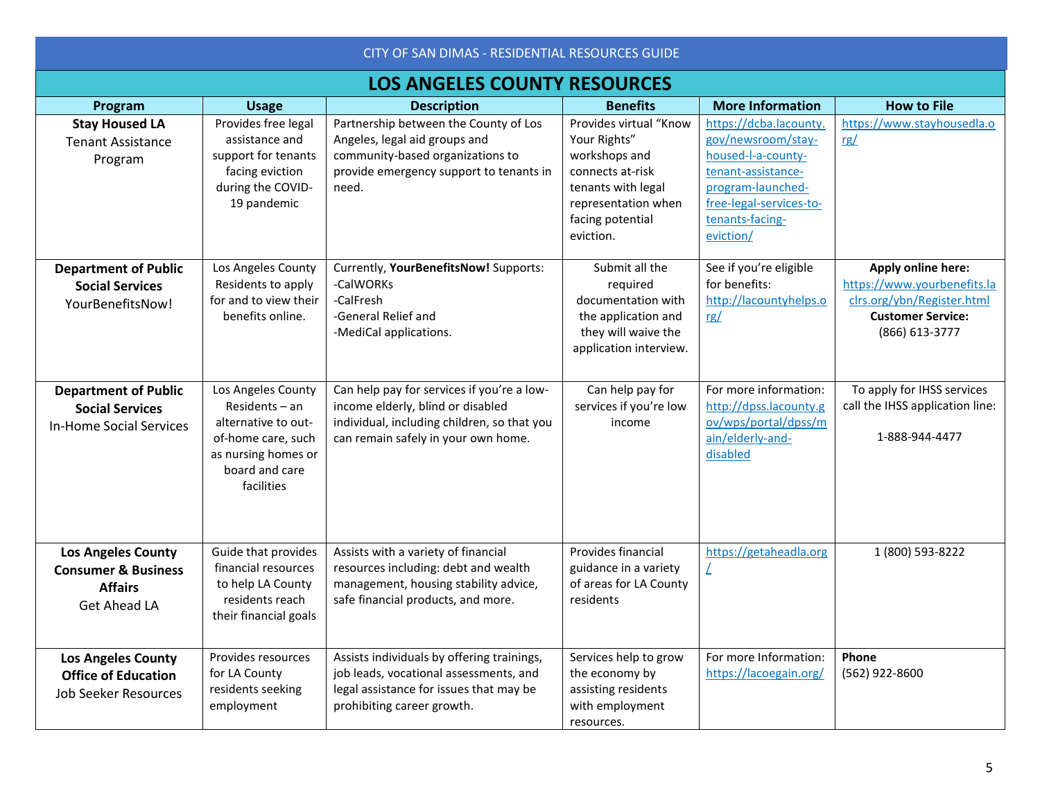CITY OF SAN DIMAS - RESIDENTIAL RESOURCES GUIDE

## LOS ANGELES COUNTY RESOURCES

| Program | Usage | Description | Benefits | More Information | How to File |
|---|---|---|---|---|---|
| **Stay Housed LA** Tenant Assistance Program | Provides free legal assistance and support for tenants facing eviction during the COVID-19 pandemic | Partnership between the County of Los Angeles, legal aid groups and community-based organizations to provide emergency support to tenants in need. | Provides virtual "Know Your Rights" workshops and connects at-risk tenants with legal representation when facing potential eviction. | https://dcba.lacounty.gov/newsroom/stay-housed-l-a-county-tenant-assistance-program-launched-free-legal-services-to-tenants-facing-eviction/ | https://www.stayhousedla.org/ |
| **Department of Public Social Services** YourBenefitsNow! | Los Angeles County Residents to apply for and to view their benefits online. | Currently, **YourBenefitsNow!** Supports:<br>-CalWORKs<br>-CalFresh<br>-General Relief and<br>-MediCal applications. | Submit all the required documentation with the application and they will waive the application interview. | See if you're eligible for benefits: http://lacountyhelps.org/ | **Apply online here:** https://www.yourbenefits.laclrs.org/ybn/Register.html **Customer Service:** (866) 613-3777 |
| **Department of Public Social Services** In-Home Social Services | Los Angeles County Residents – an alternative to out-of-home care, such as nursing homes or board and care facilities | Can help pay for services if you're a low-income elderly, blind or disabled individual, including children, so that you can remain safely in your own home. | Can help pay for services if you're low income | For more information: http://dpss.lacounty.gov/wps/portal/dpss/main/elderly-and-disabled | To apply for IHSS services call the IHSS application line:<br><br>1-888-944-4477 |
| **Los Angeles County Consumer & Business Affairs** Get Ahead LA | Guide that provides financial resources to help LA County residents reach their financial goals | Assists with a variety of financial resources including: debt and wealth management, housing stability advice, safe financial products, and more. | Provides financial guidance in a variety of areas for LA County residents | https://getaheadla.org/ | 1 (800) 593-8222 |
| **Los Angeles County Office of Education** Job Seeker Resources | Provides resources for LA County residents seeking employment | Assists individuals by offering trainings, job leads, vocational assessments, and legal assistance for issues that may be prohibiting career growth. | Services help to grow the economy by assisting residents with employment resources. | For more Information: https://lacoegain.org/ | **Phone** (562) 922-8600 |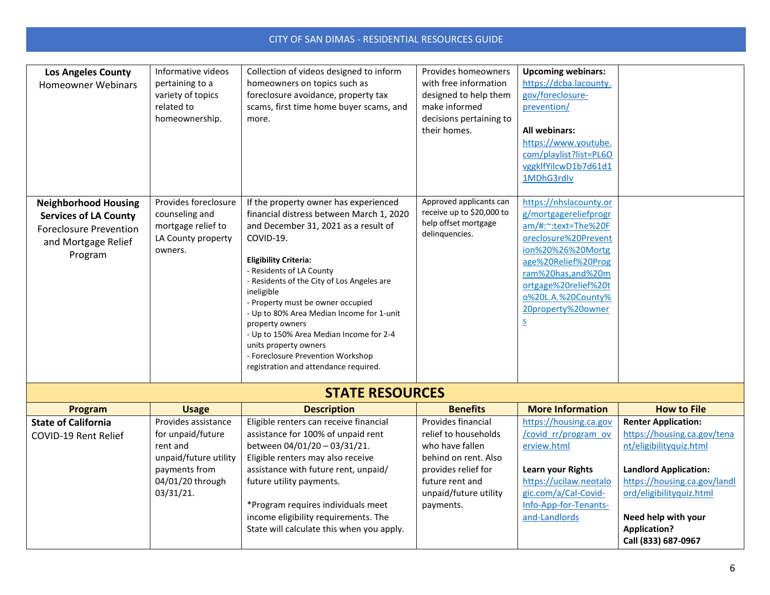| | | | | | |
|---|---|---|---|---|---|
| **Los Angeles County** Homeowner Webinars | Informative videos pertaining to a variety of topics related to homeownership. | Collection of videos designed to inform homeowners on topics such as foreclosure avoidance, property tax scams, first time home buyer scams, and more. | Provides homeowners with free information designed to help them make informed decisions pertaining to their homes. | **Upcoming webinars:** https://dcba.lacounty.gov/foreclosure-prevention/ <br><br> **All webinars:** https://www.youtube.com/playlist?list=PL6OvggklfYilcwD1b7d61d11MDhG3rdIv | |
| **Neighborhood Housing Services of LA County** Foreclosure Prevention and Mortgage Relief Program | Provides foreclosure counseling and mortgage relief to LA County property owners. | If the property owner has experienced financial distress between March 1, 2020 and December 31, 2021 as a result of COVID-19. <br><br> **Eligibility Criteria:** <br> - Residents of LA County <br> - Residents of the City of Los Angeles are ineligible <br> - Property must be owner occupied <br> - Up to 80% Area Median Income for 1-unit property owners <br> - Up to 150% Area Median Income for 2-4 units property owners <br> - Foreclosure Prevention Workshop registration and attendance required. | Approved applicants can receive up to $20,000 to help offset mortgage delinquencies. | https://nhslacounty.org/mortgagereliefprogram/#:~:text=The%20Foreclosure%20Prevention%20%26%20Mortgage%20Relief%20Program%20has,and%20mortgage%20relief%20to%20L.A.%20County%20property%20owners | |

## STATE RESOURCES

| Program | Usage | Description | Benefits | More Information | How to File |
|---|---|---|---|---|---|
| **State of California** COVID-19 Rent Relief | Provides assistance for unpaid/future rent and unpaid/future utility payments from 04/01/20 through 03/31/21. | Eligible renters can receive financial assistance for 100% of unpaid rent between 04/01/20 – 03/31/21. Eligible renters may also receive assistance with future rent, unpaid/ future utility payments. <br><br> *Program requires individuals meet income eligibility requirements. The State will calculate this when you apply. | Provides financial relief to households who have fallen behind on rent. Also provides relief for future rent and unpaid/future utility payments. | https://housing.ca.gov/covid_rr/program_overview.html <br><br> **Learn your Rights** https://ucilaw.neotalogic.com/a/Cal-Covid-Info-App-for-Tenants-and-Landlords | **Renter Application:** https://housing.ca.gov/tenant/eligibilityquiz.html <br><br> **Landlord Application:** https://housing.ca.gov/landlord/eligibilityquiz.html <br><br> **Need help with your Application? Call (833) 687-0967** |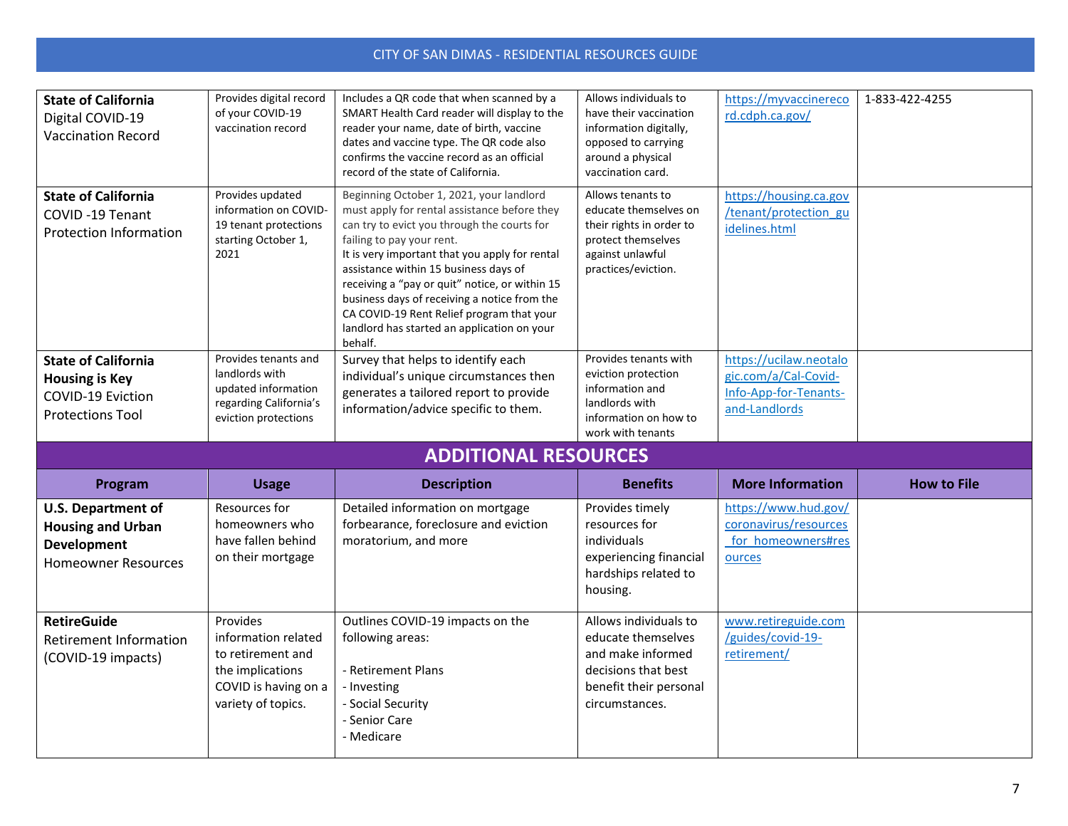| | | | | | |
|---|---|---|---|---|---|
| **State of California** Digital COVID-19 Vaccination Record | Provides digital record of your COVID-19 vaccination record | Includes a QR code that when scanned by a SMART Health Card reader will display to the reader your name, date of birth, vaccine dates and vaccine type. The QR code also confirms the vaccine record as an official record of the state of California. | Allows individuals to have their vaccination information digitally, opposed to carrying around a physical vaccination card. | https://myvaccinerecord.cdph.ca.gov/ | 1-833-422-4255 |
| **State of California** COVID -19 Tenant Protection Information | Provides updated information on COVID-19 tenant protections starting October 1, 2021 | Beginning October 1, 2021, your landlord must apply for rental assistance before they can try to evict you through the courts for failing to pay your rent.<br>It is very important that you apply for rental assistance within 15 business days of receiving a "pay or quit" notice, or within 15 business days of receiving a notice from the CA COVID-19 Rent Relief program that your landlord has started an application on your behalf. | Allows tenants to educate themselves on their rights in order to protect themselves against unlawful practices/eviction. | https://housing.ca.gov/tenant/protection_guidelines.html | |
| **State of California Housing is Key** COVID-19 Eviction Protections Tool | Provides tenants and landlords with updated information regarding California's eviction protections | Survey that helps to identify each individual's unique circumstances then generates a tailored report to provide information/advice specific to them. | Provides tenants with eviction protection information and landlords with information on how to work with tenants | https://ucilaw.neotalogic.com/a/Cal-Covid-Info-App-for-Tenants-and-Landlords | |

## ADDITIONAL RESOURCES

| Program | Usage | Description | Benefits | More Information | How to File |
|---|---|---|---|---|---|
| **U.S. Department of Housing and Urban Development** Homeowner Resources | Resources for homeowners who have fallen behind on their mortgage | Detailed information on mortgage forbearance, foreclosure and eviction moratorium, and more | Provides timely resources for individuals experiencing financial hardships related to housing. | https://www.hud.gov/coronavirus/resources_for_homeowners#resources | |
| **RetireGuide** Retirement Information (COVID-19 impacts) | Provides information related to retirement and the implications COVID is having on a variety of topics. | Outlines COVID-19 impacts on the following areas:<br><br>- Retirement Plans<br>- Investing<br>- Social Security<br>- Senior Care<br>- Medicare | Allows individuals to educate themselves and make informed decisions that best benefit their personal circumstances. | www.retireguide.com/guides/covid-19-retirement/ | |